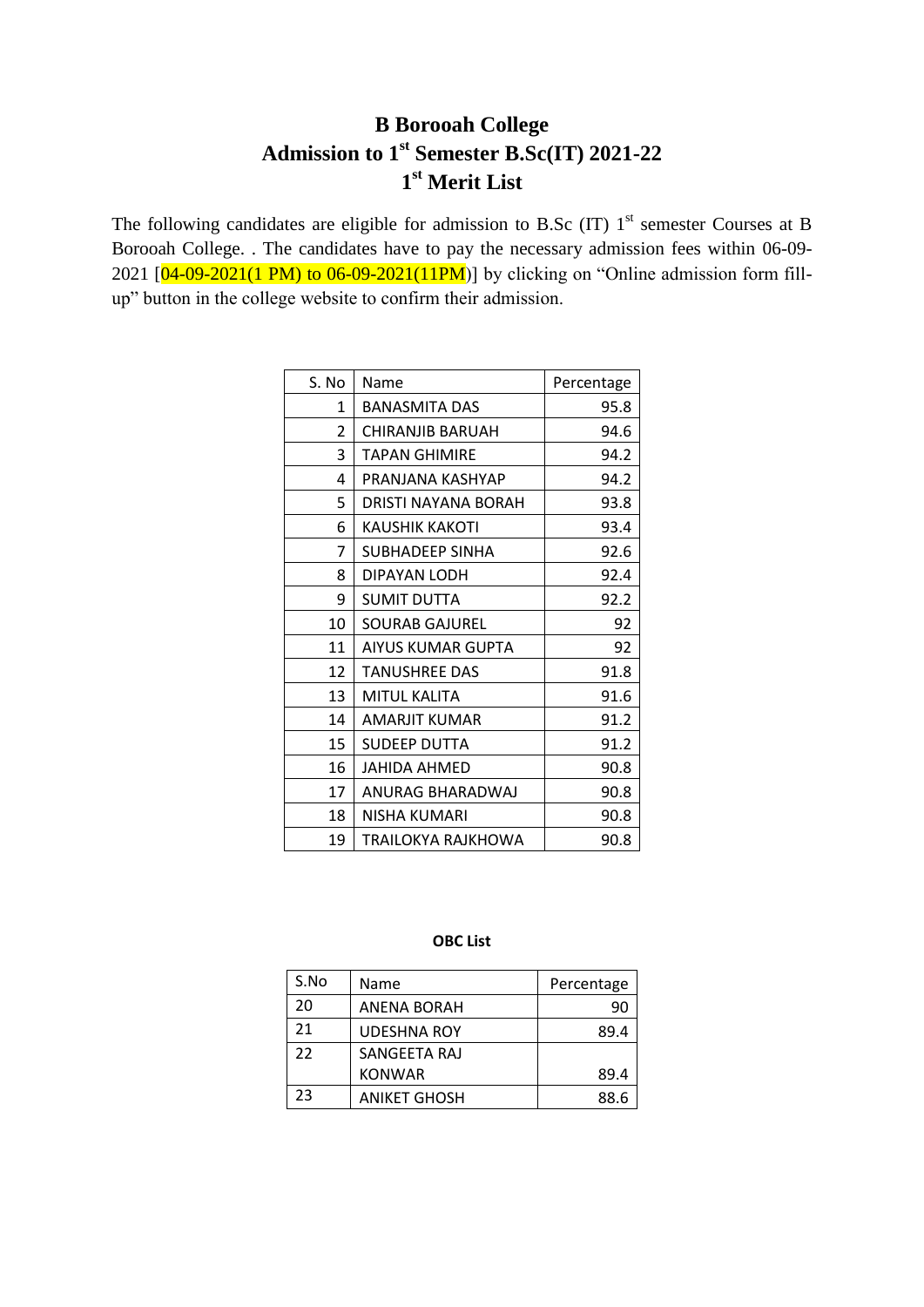# B Borooah College
## Admission to 1st Semester B.Sc(IT) 2021-22
## 1st Merit List

The following candidates are eligible for admission to B.Sc (IT) 1st semester Courses at B Borooah College. . The candidates have to pay the necessary admission fees within 06-09-2021 [04-09-2021(1 PM) to 06-09-2021(11PM)] by clicking on "Online admission form fill-up" button in the college website to confirm their admission.

| S. No | Name | Percentage |
|---|---|---|
| 1 | BANASMITA DAS | 95.8 |
| 2 | CHIRANJIB BARUAH | 94.6 |
| 3 | TAPAN GHIMIRE | 94.2 |
| 4 | PRANJANA KASHYAP | 94.2 |
| 5 | DRISTI NAYANA BORAH | 93.8 |
| 6 | KAUSHIK KAKOTI | 93.4 |
| 7 | SUBHADEEP SINHA | 92.6 |
| 8 | DIPAYAN LODH | 92.4 |
| 9 | SUMIT DUTTA | 92.2 |
| 10 | SOURAB GAJUREL | 92 |
| 11 | AIYUS KUMAR GUPTA | 92 |
| 12 | TANUSHREE DAS | 91.8 |
| 13 | MITUL KALITA | 91.6 |
| 14 | AMARJIT KUMAR | 91.2 |
| 15 | SUDEEP DUTTA | 91.2 |
| 16 | JAHIDA AHMED | 90.8 |
| 17 | ANURAG BHARADWAJ | 90.8 |
| 18 | NISHA KUMARI | 90.8 |
| 19 | TRAILOKYA RAJKHOWA | 90.8 |

**OBC List**

| S.No | Name | Percentage |
|---|---|---|
| 20 | ANENA BORAH | 90 |
| 21 | UDESHNA ROY | 89.4 |
| 22 | SANGEETA RAJ KONWAR | 89.4 |
| 23 | ANIKET GHOSH | 88.6 |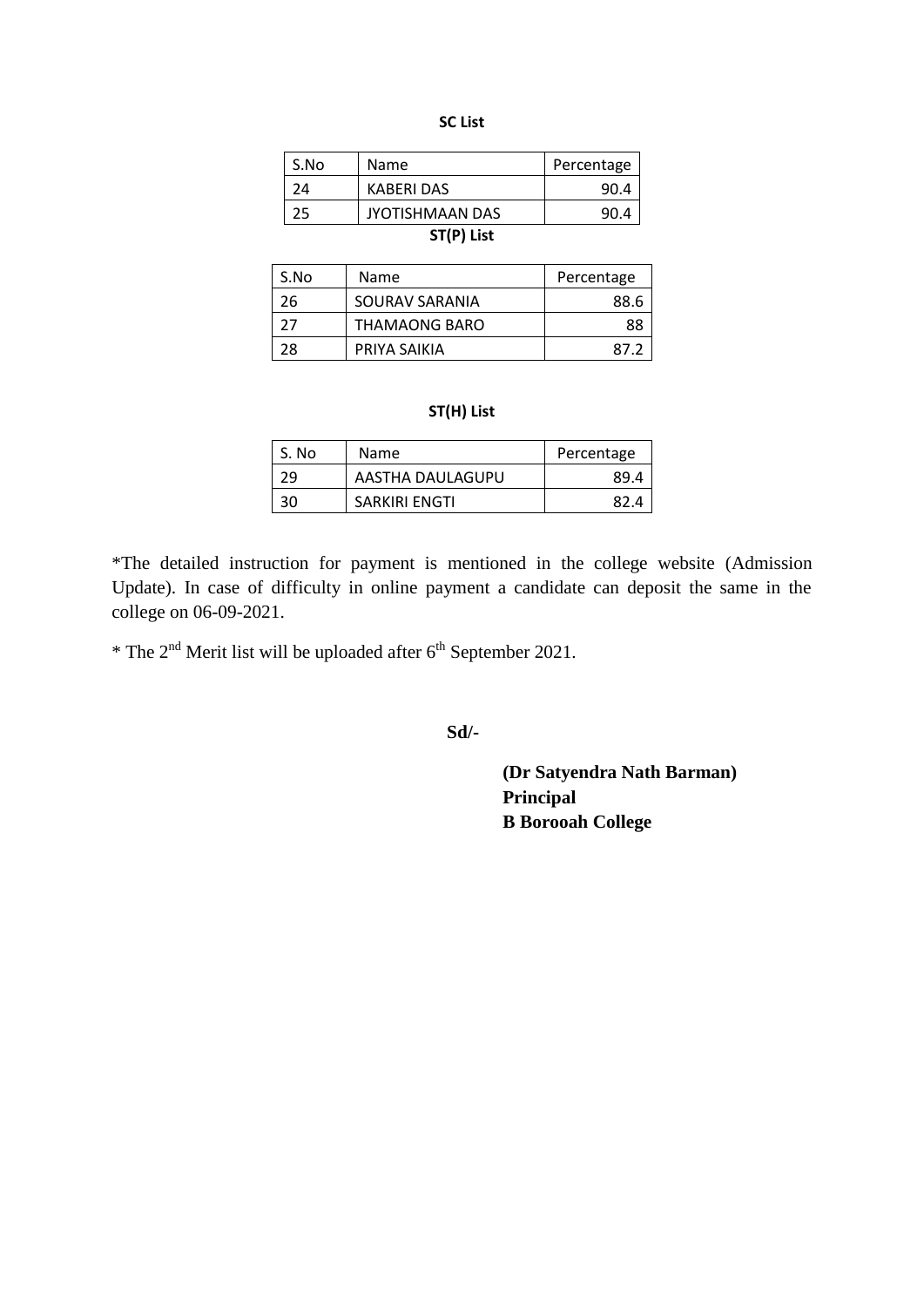**SC List**

| S.No | Name | Percentage |
|---|---|---|
| 24 | KABERI DAS | 90.4 |
| 25 | JYOTISHMAAN DAS | 90.4 |

**ST(P) List**

| S.No | Name | Percentage |
|---|---|---|
| 26 | SOURAV SARANIA | 88.6 |
| 27 | THAMAONG BARO | 88 |
| 28 | PRIYA SAIKIA | 87.2 |

**ST(H) List**

| S. No | Name | Percentage |
|---|---|---|
| 29 | AASTHA DAULAGUPU | 89.4 |
| 30 | SARKIRI ENGTI | 82.4 |

*The detailed instruction for payment is mentioned in the college website (Admission Update). In case of difficulty in online payment a candidate can deposit the same in the college on 06-09-2021.

* The 2nd Merit list will be uploaded after 6th September 2021.

**Sd/-**

**(Dr Satyendra Nath Barman)**
**Principal**
**B Borooah College**